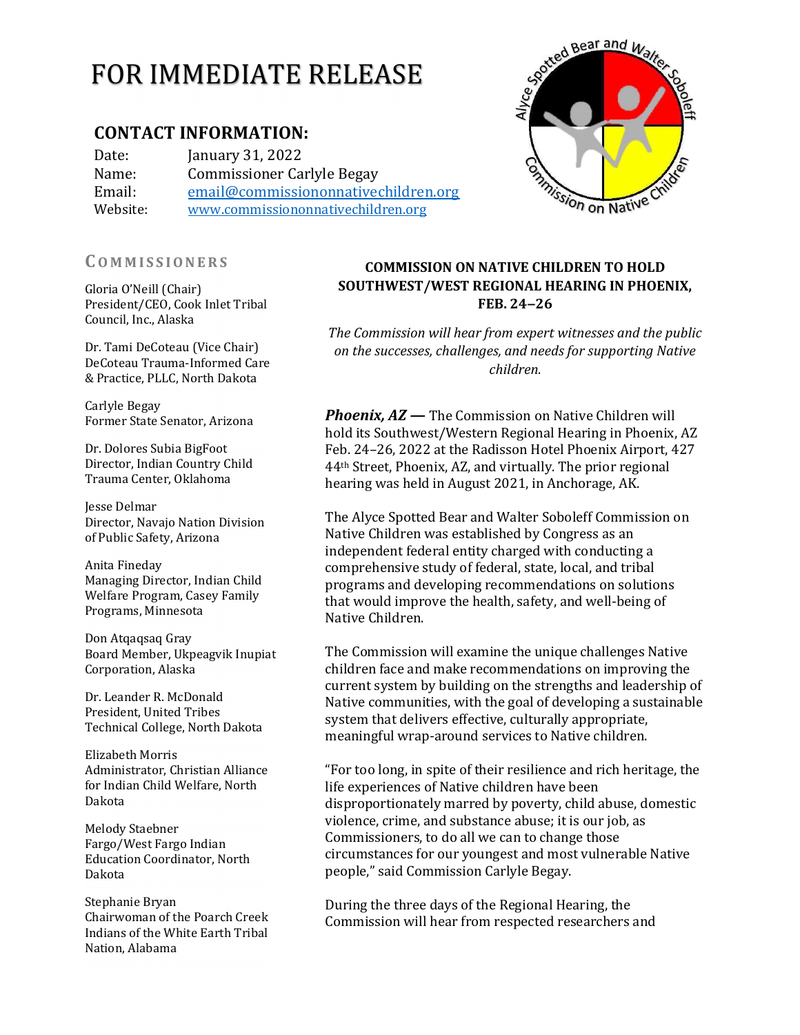# FOR IMMEDIATE RELEASE

## CONTACT INFORMATION:

Date: January 31, 2022
Name: Commissioner Carlyle Begay
Email: email@commissiononnativechildren.org
Website: www.commissiononnativechildren.org

Alyce Spotted Bear and Walter Soboleff Commission on Native Children

### COMMISSIONERS

Gloria O'Neill (Chair)
President/CEO, Cook Inlet Tribal Council, Inc., Alaska

Dr. Tami DeCoteau (Vice Chair)
DeCoteau Trauma-Informed Care & Practice, PLLC, North Dakota

Carlyle Begay
Former State Senator, Arizona

Dr. Dolores Subia BigFoot
Director, Indian Country Child Trauma Center, Oklahoma

Jesse Delmar
Director, Navajo Nation Division of Public Safety, Arizona

Anita Fineday
Managing Director, Indian Child Welfare Program, Casey Family Programs, Minnesota

Don Atqaqsaq Gray
Board Member, Ukpeagvik Inupiat Corporation, Alaska

Dr. Leander R. McDonald
President, United Tribes Technical College, North Dakota

Elizabeth Morris
Administrator, Christian Alliance for Indian Child Welfare, North Dakota

Melody Staebner
Fargo/West Fargo Indian Education Coordinator, North Dakota

Stephanie Bryan
Chairwoman of the Poarch Creek Indians of the White Earth Tribal Nation, Alabama

## COMMISSION ON NATIVE CHILDREN TO HOLD SOUTHWEST/WEST REGIONAL HEARING IN PHOENIX, FEB. 24–26

*The Commission will hear from expert witnesses and the public on the successes, challenges, and needs for supporting Native children.*

***Phoenix, AZ —*** The Commission on Native Children will hold its Southwest/Western Regional Hearing in Phoenix, AZ Feb. 24–26, 2022 at the Radisson Hotel Phoenix Airport, 427 44th Street, Phoenix, AZ, and virtually. The prior regional hearing was held in August 2021, in Anchorage, AK.

The Alyce Spotted Bear and Walter Soboleff Commission on Native Children was established by Congress as an independent federal entity charged with conducting a comprehensive study of federal, state, local, and tribal programs and developing recommendations on solutions that would improve the health, safety, and well-being of Native Children.

The Commission will examine the unique challenges Native children face and make recommendations on improving the current system by building on the strengths and leadership of Native communities, with the goal of developing a sustainable system that delivers effective, culturally appropriate, meaningful wrap-around services to Native children.

"For too long, in spite of their resilience and rich heritage, the life experiences of Native children have been disproportionately marred by poverty, child abuse, domestic violence, crime, and substance abuse; it is our job, as Commissioners, to do all we can to change those circumstances for our youngest and most vulnerable Native people," said Commission Carlyle Begay.

During the three days of the Regional Hearing, the Commission will hear from respected researchers and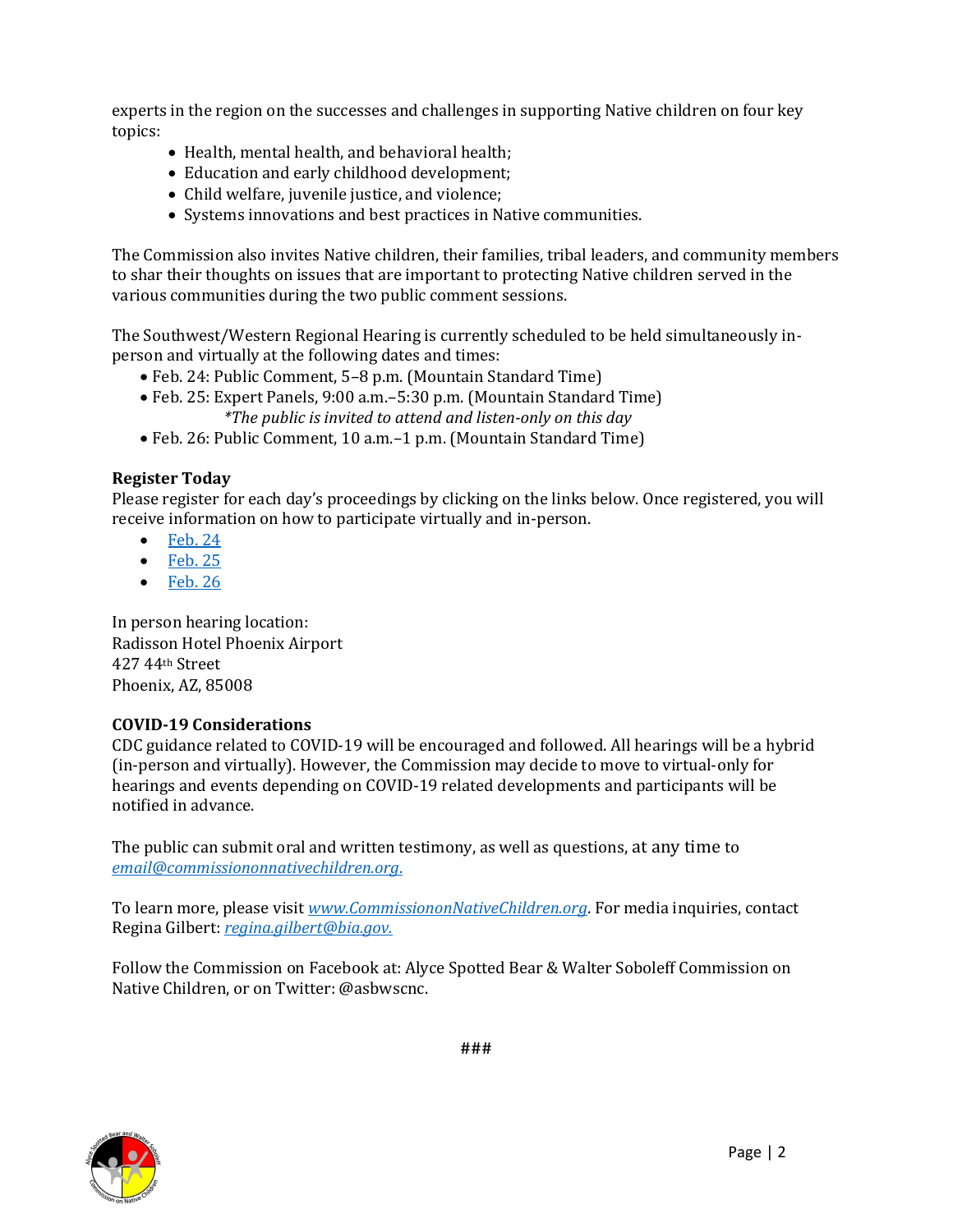experts in the region on the successes and challenges in supporting Native children on four key topics:

- Health, mental health, and behavioral health;
- Education and early childhood development;
- Child welfare, juvenile justice, and violence;
- Systems innovations and best practices in Native communities.

The Commission also invites Native children, their families, tribal leaders, and community members to shar their thoughts on issues that are important to protecting Native children served in the various communities during the two public comment sessions.

The Southwest/Western Regional Hearing is currently scheduled to be held simultaneously in-person and virtually at the following dates and times:

- Feb. 24: Public Comment, 5–8 p.m. (Mountain Standard Time)
- Feb. 25: Expert Panels, 9:00 a.m.–5:30 p.m. (Mountain Standard Time)
  *\*The public is invited to attend and listen-only on this day*
- Feb. 26: Public Comment, 10 a.m.–1 p.m. (Mountain Standard Time)

**Register Today**

Please register for each day's proceedings by clicking on the links below. Once registered, you will receive information on how to participate virtually and in-person.

- Feb. 24
- Feb. 25
- Feb. 26

In person hearing location:
Radisson Hotel Phoenix Airport
427 44th Street
Phoenix, AZ, 85008

**COVID-19 Considerations**

CDC guidance related to COVID-19 will be encouraged and followed. All hearings will be a hybrid (in-person and virtually). However, the Commission may decide to move to virtual-only for hearings and events depending on COVID-19 related developments and participants will be notified in advance.

The public can submit oral and written testimony, as well as questions, at any time to *email@commissiononnativechildren.org.*

To learn more, please visit *www.CommissiononNativeChildren.org*. For media inquiries, contact Regina Gilbert: *regina.gilbert@bia.gov.*

Follow the Commission on Facebook at: Alyce Spotted Bear & Walter Soboleff Commission on Native Children, or on Twitter: @asbwscnc.

###